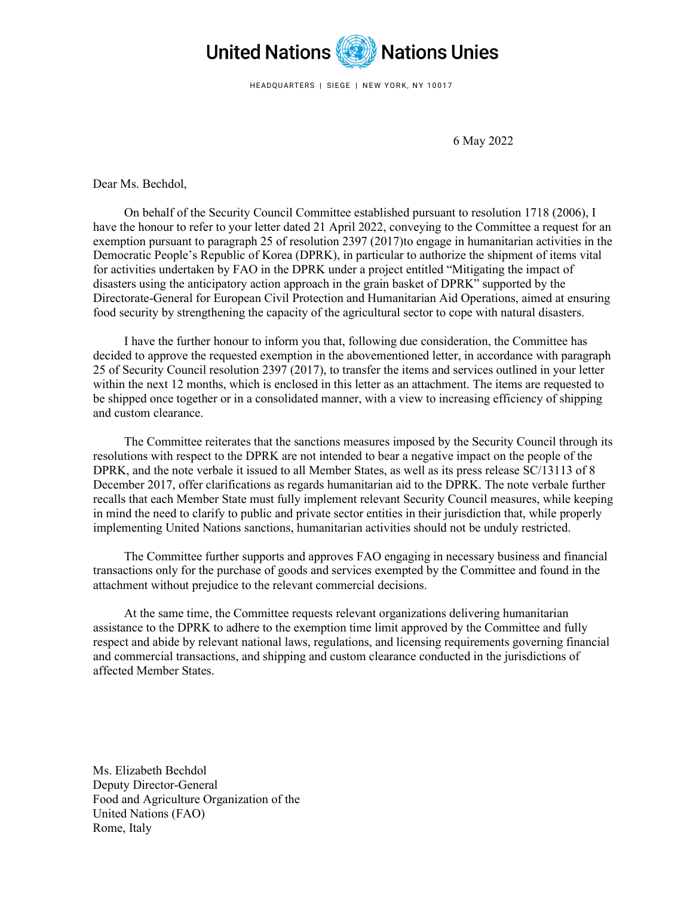United Nations Nations Unies

HEADQUARTERS | SIEGE | NEW YORK, NY 10017

6 May 2022

Dear Ms. Bechdol,

On behalf of the Security Council Committee established pursuant to resolution 1718 (2006), I have the honour to refer to your letter dated 21 April 2022, conveying to the Committee a request for an exemption pursuant to paragraph 25 of resolution 2397 (2017)to engage in humanitarian activities in the Democratic People's Republic of Korea (DPRK), in particular to authorize the shipment of items vital for activities undertaken by FAO in the DPRK under a project entitled "Mitigating the impact of disasters using the anticipatory action approach in the grain basket of DPRK" supported by the Directorate-General for European Civil Protection and Humanitarian Aid Operations, aimed at ensuring food security by strengthening the capacity of the agricultural sector to cope with natural disasters.

I have the further honour to inform you that, following due consideration, the Committee has decided to approve the requested exemption in the abovementioned letter, in accordance with paragraph 25 of Security Council resolution 2397 (2017), to transfer the items and services outlined in your letter within the next 12 months, which is enclosed in this letter as an attachment. The items are requested to be shipped once together or in a consolidated manner, with a view to increasing efficiency of shipping and custom clearance.

The Committee reiterates that the sanctions measures imposed by the Security Council through its resolutions with respect to the DPRK are not intended to bear a negative impact on the people of the DPRK, and the note verbale it issued to all Member States, as well as its press release SC/13113 of 8 December 2017, offer clarifications as regards humanitarian aid to the DPRK. The note verbale further recalls that each Member State must fully implement relevant Security Council measures, while keeping in mind the need to clarify to public and private sector entities in their jurisdiction that, while properly implementing United Nations sanctions, humanitarian activities should not be unduly restricted.

The Committee further supports and approves FAO engaging in necessary business and financial transactions only for the purchase of goods and services exempted by the Committee and found in the attachment without prejudice to the relevant commercial decisions.

At the same time, the Committee requests relevant organizations delivering humanitarian assistance to the DPRK to adhere to the exemption time limit approved by the Committee and fully respect and abide by relevant national laws, regulations, and licensing requirements governing financial and commercial transactions, and shipping and custom clearance conducted in the jurisdictions of affected Member States.

Ms. Elizabeth Bechdol
Deputy Director-General
Food and Agriculture Organization of the United Nations (FAO)
Rome, Italy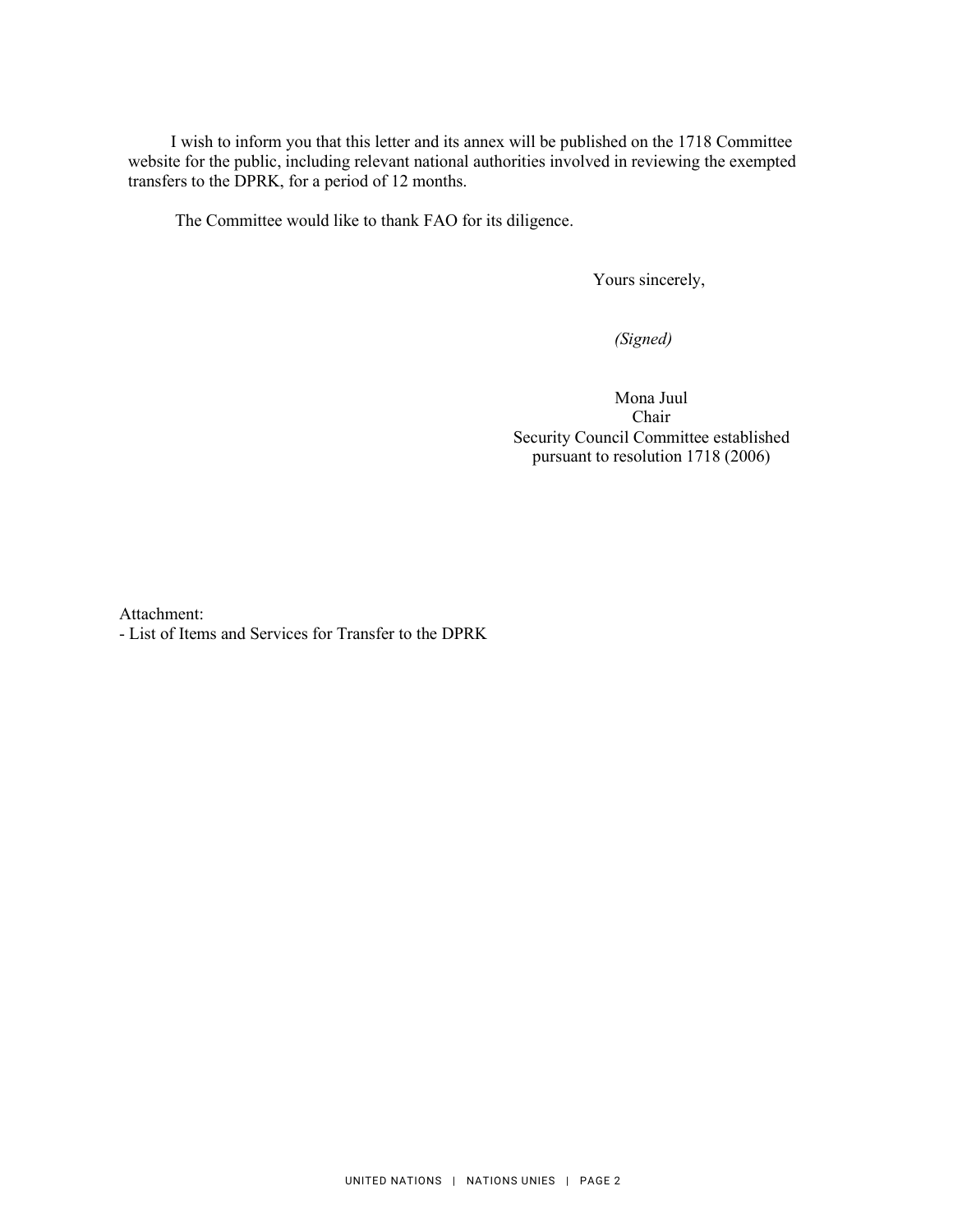I wish to inform you that this letter and its annex will be published on the 1718 Committee website for the public, including relevant national authorities involved in reviewing the exempted transfers to the DPRK, for a period of 12 months.

The Committee would like to thank FAO for its diligence.

Yours sincerely,

*(Signed)*

Mona Juul
Chair
Security Council Committee established pursuant to resolution 1718 (2006)

Attachment:
- List of Items and Services for Transfer to the DPRK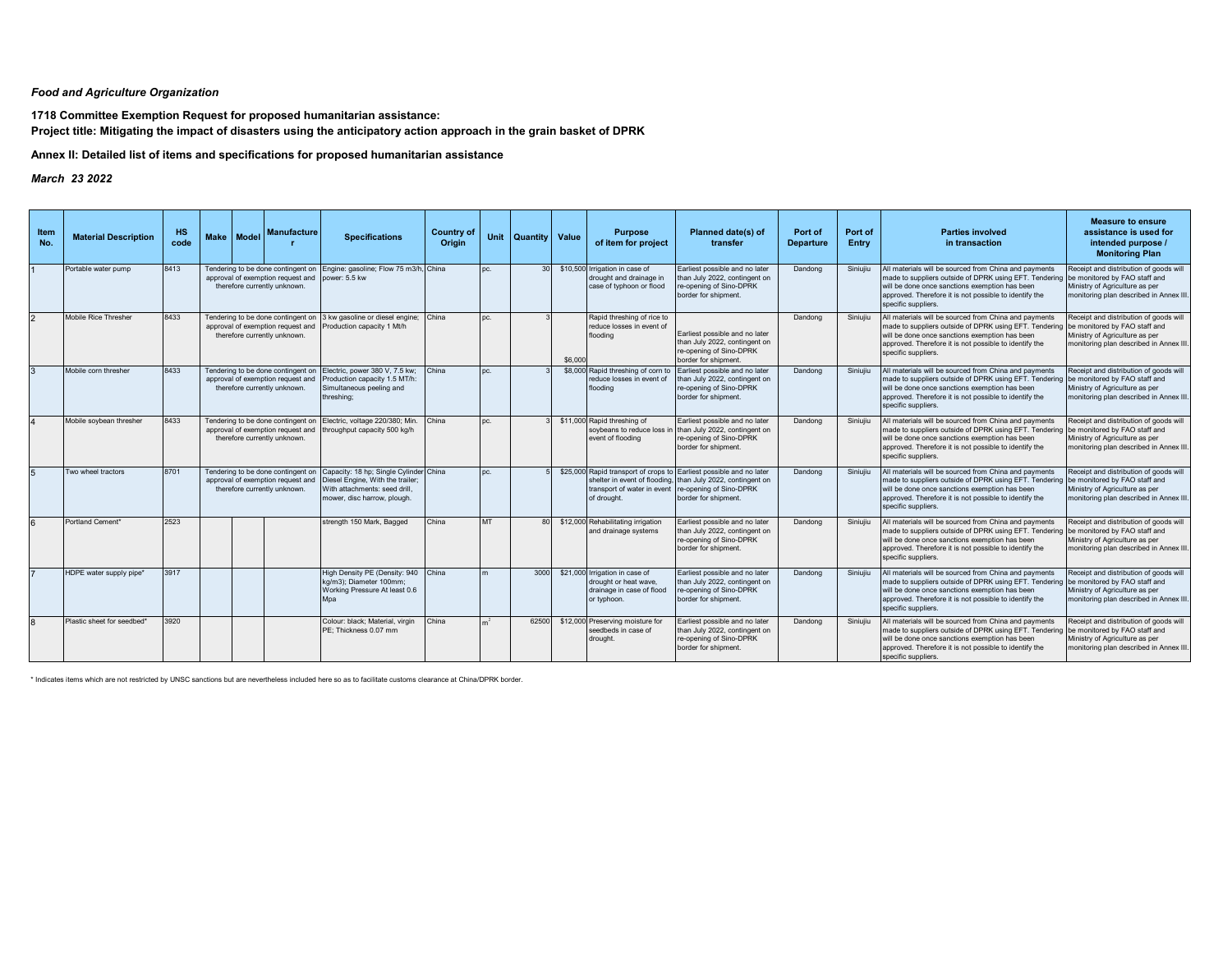*Food and Agriculture Organization*

**1718 Committee Exemption Request for proposed humanitarian assistance:**
**Project title: Mitigating the impact of disasters using the anticipatory action approach in the grain basket of DPRK**

**Annex II: Detailed list of items and specifications for proposed humanitarian assistance**

***March 23 2022***

| Item No. | Material Description | HS code | Make | Model | Manufacturer | Specifications | Country of Origin | Unit | Quantity | Value | Purpose of item for project | Planned date(s) of transfer | Port of Departure | Port of Entry | Parties involved in transaction | Measure to ensure assistance is used for intended purpose / Monitoring Plan |
|---|---|---|---|---|---|---|---|---|---|---|---|---|---|---|---|---|
| 1 | Portable water pump | 8413 | Tendering to be done contingent on approval of exemption request and therefore currently unknown. | | | Engine: gasoline; Flow 75 m3/h, power: 5.5 kw | China | pc. | 30 | $10,500 | Irrigation in case of drought and drainage in case of typhoon or flood | Earliest possible and no later than July 2022, contingent on re-opening of Sino-DPRK border for shipment. | Dandong | Siniujiu | All materials will be sourced from China and payments made to suppliers outside of DPRK using EFT. Tendering will be done once sanctions exemption has been approved. Therefore it is not possible to identify the specific suppliers. | Receipt and distribution of goods will be monitored by FAO staff and Ministry of Agriculture as per monitoring plan described in Annex III. |
| 2 | Mobile Rice Thresher | 8433 | Tendering to be done contingent on approval of exemption request and therefore currently unknown. | | | 3 kw gasoline or diesel engine; Production capacity 1 Mt/h | China | pc. | 3 | $6,000 | Rapid threshing of rice to reduce losses in event of flooding | Earliest possible and no later than July 2022, contingent on re-opening of Sino-DPRK border for shipment. | Dandong | Siniujiu | All materials will be sourced from China and payments made to suppliers outside of DPRK using EFT. Tendering will be done once sanctions exemption has been approved. Therefore it is not possible to identify the specific suppliers. | Receipt and distribution of goods will be monitored by FAO staff and Ministry of Agriculture as per monitoring plan described in Annex III. |
| 3 | Mobile corn thresher | 8433 | Tendering to be done contingent on approval of exemption request and therefore currently unknown. | | | Electric, power 380 V, 7.5 kw; Production capacity 1.5 MT/h: Simultaneous peeling and threshing; | China | pc. | 3 | $8,000 | Rapid threshing of corn to reduce losses in event of flooding | Earliest possible and no later than July 2022, contingent on re-opening of Sino-DPRK border for shipment. | Dandong | Siniujiu | All materials will be sourced from China and payments made to suppliers outside of DPRK using EFT. Tendering will be done once sanctions exemption has been approved. Therefore it is not possible to identify the specific suppliers. | Receipt and distribution of goods will be monitored by FAO staff and Ministry of Agriculture as per monitoring plan described in Annex III. |
| 4 | Mobile soybean thresher | 8433 | Tendering to be done contingent on approval of exemption request and therefore currently unknown. | | | Electric, voltage 220/380; Min. throughput capacity 500 kg/h | China | pc. | 3 | $11,000 | Rapid threshing of soybeans to reduce loss in event of flooding | Earliest possible and no later than July 2022, contingent on re-opening of Sino-DPRK border for shipment. | Dandong | Siniujiu | All materials will be sourced from China and payments made to suppliers outside of DPRK using EFT. Tendering will be done once sanctions exemption has been approved. Therefore it is not possible to identify the specific suppliers. | Receipt and distribution of goods will be monitored by FAO staff and Ministry of Agriculture as per monitoring plan described in Annex III. |
| 5 | Two wheel tractors | 8701 | Tendering to be done contingent on approval of exemption request and therefore currently unknown. | | | Capacity: 18 hp; Single Cylinder Diesel Engine, With the trailer; With attachments: seed drill, mower, disc harrow, plough. | China | pc. | 5 | $25,000 | Rapid transport of crops to shelter in event of flooding, transport of water in event of drought. | Earliest possible and no later than July 2022, contingent on re-opening of Sino-DPRK border for shipment. | Dandong | Siniujiu | All materials will be sourced from China and payments made to suppliers outside of DPRK using EFT. Tendering will be done once sanctions exemption has been approved. Therefore it is not possible to identify the specific suppliers. | Receipt and distribution of goods will be monitored by FAO staff and Ministry of Agriculture as per monitoring plan described in Annex III. |
| 6 | Portland Cement* | 2523 | | | | strength 150 Mark, Bagged | China | MT | 80 | $12,000 | Rehabilitating irrigation and drainage systems | Earliest possible and no later than July 2022, contingent on re-opening of Sino-DPRK border for shipment. | Dandong | Siniujiu | All materials will be sourced from China and payments made to suppliers outside of DPRK using EFT. Tendering will be done once sanctions exemption has been approved. Therefore it is not possible to identify the specific suppliers. | Receipt and distribution of goods will be monitored by FAO staff and Ministry of Agriculture as per monitoring plan described in Annex III. |
| 7 | HDPE water supply pipe* | 3917 | | | | High Density PE (Density: 940 kg/m3); Diameter 100mm; Working Pressure At least 0.6 Mpa | China | m | 3000 | $21,000 | Irrigation in case of drought or heat wave, drainage in case of flood or typhoon. | Earliest possible and no later than July 2022, contingent on re-opening of Sino-DPRK border for shipment. | Dandong | Siniujiu | All materials will be sourced from China and payments made to suppliers outside of DPRK using EFT. Tendering will be done once sanctions exemption has been approved. Therefore it is not possible to identify the specific suppliers. | Receipt and distribution of goods will be monitored by FAO staff and Ministry of Agriculture as per monitoring plan described in Annex III. |
| 8 | Plastic sheet for seedbed* | 3920 | | | | Colour: black; Material, virgin PE; Thickness 0.07 mm | China | $m^2$ | 62500 | $12,000 | Preserving moisture for seedbeds in case of drought. | Earliest possible and no later than July 2022, contingent on re-opening of Sino-DPRK border for shipment. | Dandong | Siniujiu | All materials will be sourced from China and payments made to suppliers outside of DPRK using EFT. Tendering will be done once sanctions exemption has been approved. Therefore it is not possible to identify the specific suppliers. | Receipt and distribution of goods will be monitored by FAO staff and Ministry of Agriculture as per monitoring plan described in Annex III. |

\* Indicates items which are not restricted by UNSC sanctions but are nevertheless included here so as to facilitate customs clearance at China/DPRK border.